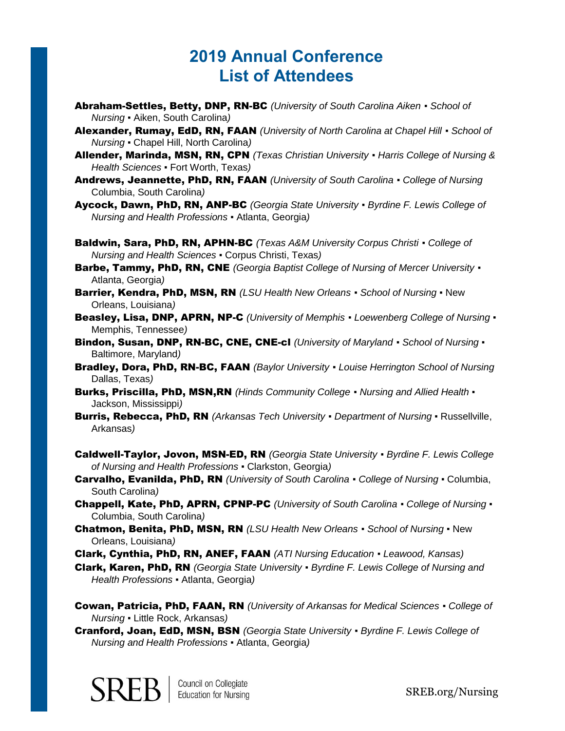# 2019 Annual Conference List of Attendees

**Abraham-Settles, Betty, DNP, RN-BC** *(University of South Carolina Aiken ▪ School of Nursing* ▪ Aiken, South Carolina*)*

**Alexander, Rumay, EdD, RN, FAAN** *(University of North Carolina at Chapel Hill ▪ School of Nursing* ▪ Chapel Hill, North Carolina*)*

**Allender, Marinda, MSN, RN, CPN** *(Texas Christian University ▪ Harris College of Nursing & Health Sciences* ▪ Fort Worth, Texas*)*

**Andrews, Jeannette, PhD, RN, FAAN** *(University of South Carolina ▪ College of Nursing* Columbia, South Carolina*)*

**Aycock, Dawn, PhD, RN, ANP-BC** *(Georgia State University ▪ Byrdine F. Lewis College of Nursing and Health Professions* ▪ Atlanta, Georgia*)*

**Baldwin, Sara, PhD, RN, APHN-BC** *(Texas A&M University Corpus Christi ▪ College of Nursing and Health Sciences* ▪ Corpus Christi, Texas*)*

**Barbe, Tammy, PhD, RN, CNE** *(Georgia Baptist College of Nursing of Mercer University* ▪ Atlanta, Georgia*)*

**Barrier, Kendra, PhD, MSN, RN** *(LSU Health New Orleans ▪ School of Nursing* ▪ New Orleans, Louisiana*)*

**Beasley, Lisa, DNP, APRN, NP-C** *(University of Memphis ▪ Loewenberg College of Nursing* ▪ Memphis, Tennessee*)*

**Bindon, Susan, DNP, RN-BC, CNE, CNE-cl** *(University of Maryland ▪ School of Nursing* ▪ Baltimore, Maryland*)*

**Bradley, Dora, PhD, RN-BC, FAAN** *(Baylor University ▪ Louise Herrington School of Nursing* Dallas, Texas*)*

**Burks, Priscilla, PhD, MSN,RN** *(Hinds Community College ▪ Nursing and Allied Health* ▪ Jackson, Mississippi*)*

**Burris, Rebecca, PhD, RN** *(Arkansas Tech University ▪ Department of Nursing* ▪ Russellville, Arkansas*)*

**Caldwell-Taylor, Jovon, MSN-ED, RN** *(Georgia State University ▪ Byrdine F. Lewis College of Nursing and Health Professions* ▪ Clarkston, Georgia*)*

**Carvalho, Evanilda, PhD, RN** *(University of South Carolina ▪ College of Nursing* ▪ Columbia, South Carolina*)*

**Chappell, Kate, PhD, APRN, CPNP-PC** *(University of South Carolina ▪ College of Nursing* ▪ Columbia, South Carolina*)*

**Chatmon, Benita, PhD, MSN, RN** *(LSU Health New Orleans ▪ School of Nursing* ▪ New Orleans, Louisiana*)*

**Clark, Cynthia, PhD, RN, ANEF, FAAN** *(ATI Nursing Education ▪ Leawood, Kansas)*

**Clark, Karen, PhD, RN** *(Georgia State University ▪ Byrdine F. Lewis College of Nursing and Health Professions* ▪ Atlanta, Georgia*)*

**Cowan, Patricia, PhD, FAAN, RN** *(University of Arkansas for Medical Sciences ▪ College of Nursing* ▪ Little Rock, Arkansas*)*

**Cranford, Joan, EdD, MSN, BSN** *(Georgia State University ▪ Byrdine F. Lewis College of Nursing and Health Professions* ▪ Atlanta, Georgia*)*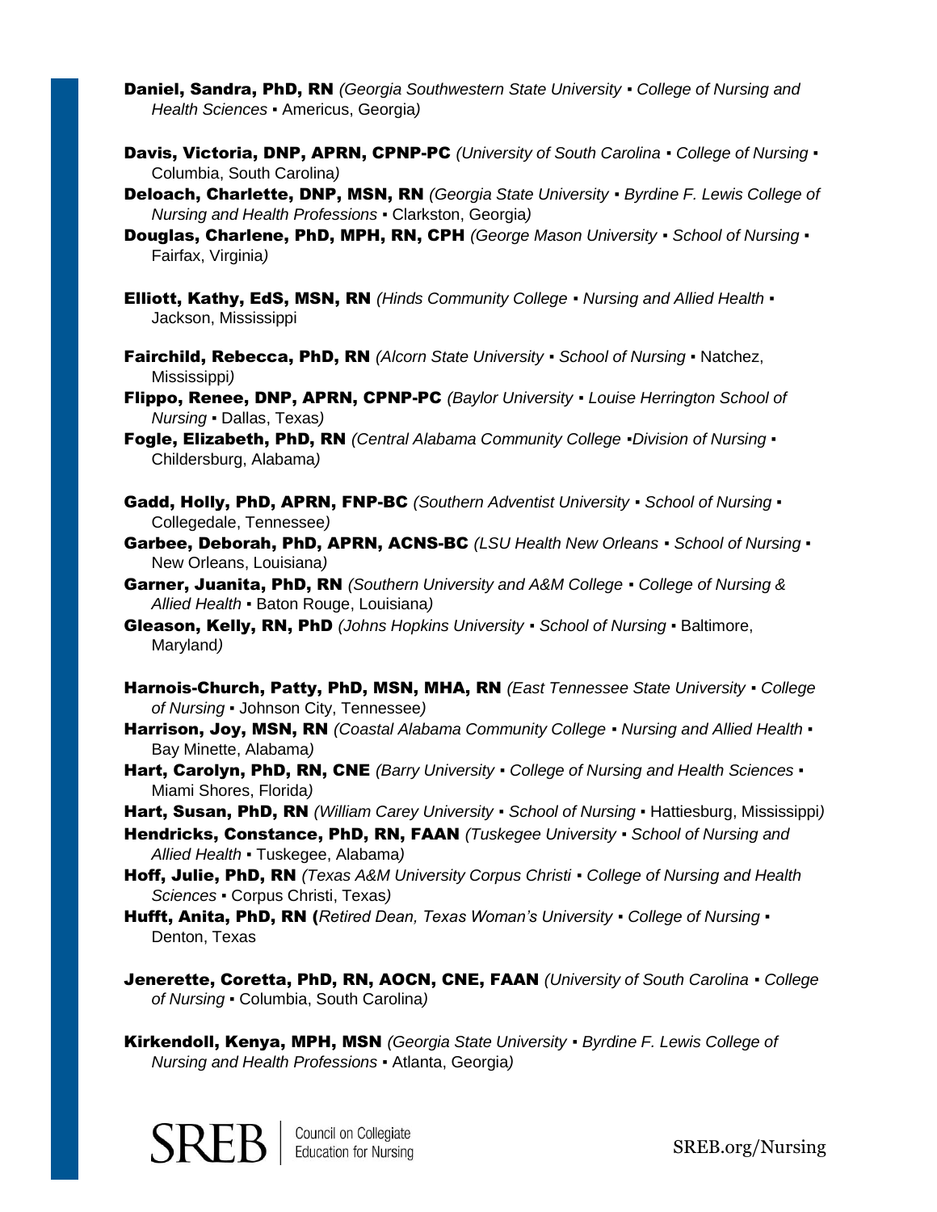**Daniel, Sandra, PhD, RN** *(Georgia Southwestern State University ▪ College of Nursing and Health Sciences* ▪ Americus, Georgia*)*

**Davis, Victoria, DNP, APRN, CPNP-PC** *(University of South Carolina ▪ College of Nursing* ▪ Columbia, South Carolina*)*

**Deloach, Charlette, DNP, MSN, RN** *(Georgia State University ▪ Byrdine F. Lewis College of Nursing and Health Professions* ▪ Clarkston, Georgia*)*

**Douglas, Charlene, PhD, MPH, RN, CPH** *(George Mason University ▪ School of Nursing* ▪ Fairfax, Virginia*)*

**Elliott, Kathy, EdS, MSN, RN** *(Hinds Community College ▪ Nursing and Allied Health* ▪ Jackson, Mississippi

**Fairchild, Rebecca, PhD, RN** *(Alcorn State University ▪ School of Nursing* ▪ Natchez, Mississippi*)*

**Flippo, Renee, DNP, APRN, CPNP-PC** *(Baylor University ▪ Louise Herrington School of Nursing* ▪ Dallas, Texas*)*

**Fogle, Elizabeth, PhD, RN** *(Central Alabama Community College ▪Division of Nursing* ▪ Childersburg, Alabama*)*

**Gadd, Holly, PhD, APRN, FNP-BC** *(Southern Adventist University ▪ School of Nursing* ▪ Collegedale, Tennessee*)*

**Garbee, Deborah, PhD, APRN, ACNS-BC** *(LSU Health New Orleans ▪ School of Nursing* ▪ New Orleans, Louisiana*)*

**Garner, Juanita, PhD, RN** *(Southern University and A&M College ▪ College of Nursing & Allied Health* ▪ Baton Rouge, Louisiana*)*

**Gleason, Kelly, RN, PhD** *(Johns Hopkins University ▪ School of Nursing* ▪ Baltimore, Maryland*)*

**Harnois-Church, Patty, PhD, MSN, MHA, RN** *(East Tennessee State University ▪ College of Nursing* ▪ Johnson City, Tennessee*)*

**Harrison, Joy, MSN, RN** *(Coastal Alabama Community College ▪ Nursing and Allied Health* ▪ Bay Minette, Alabama*)*

**Hart, Carolyn, PhD, RN, CNE** *(Barry University ▪ College of Nursing and Health Sciences* ▪ Miami Shores, Florida*)*

**Hart, Susan, PhD, RN** *(William Carey University ▪ School of Nursing* ▪ Hattiesburg, Mississippi*)*

**Hendricks, Constance, PhD, RN, FAAN** *(Tuskegee University ▪ School of Nursing and Allied Health* ▪ Tuskegee, Alabama*)*

**Hoff, Julie, PhD, RN** *(Texas A&M University Corpus Christi ▪ College of Nursing and Health Sciences* ▪ Corpus Christi, Texas*)*

**Hufft, Anita, PhD, RN (***Retired Dean, Texas Woman's University ▪ College of Nursing* ▪ Denton, Texas

**Jenerette, Coretta, PhD, RN, AOCN, CNE, FAAN** *(University of South Carolina ▪ College of Nursing* ▪ Columbia, South Carolina*)*

**Kirkendoll, Kenya, MPH, MSN** *(Georgia State University ▪ Byrdine F. Lewis College of Nursing and Health Professions* ▪ Atlanta, Georgia*)*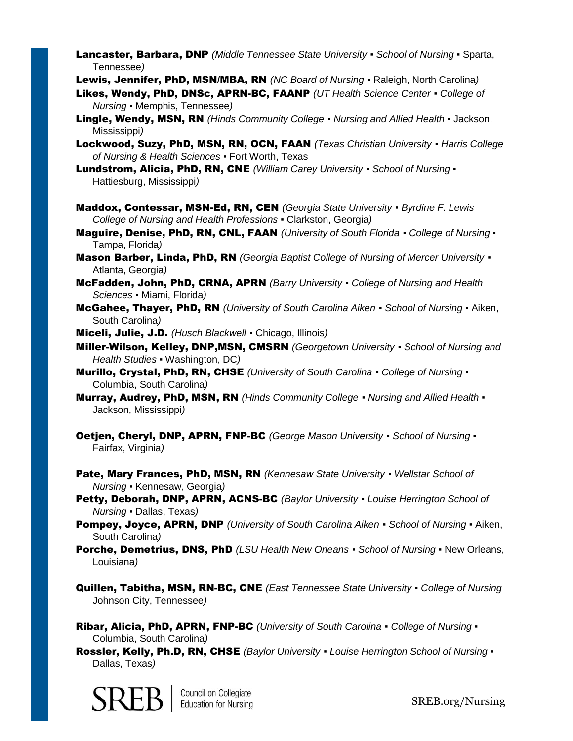**Lancaster, Barbara, DNP** *(Middle Tennessee State University ▪ School of Nursing ▪* Sparta, Tennessee*)*

**Lewis, Jennifer, PhD, MSN/MBA, RN** *(NC Board of Nursing ▪* Raleigh, North Carolina*)*

**Likes, Wendy, PhD, DNSc, APRN-BC, FAANP** *(UT Health Science Center ▪ College of Nursing ▪* Memphis, Tennessee*)*

**Lingle, Wendy, MSN, RN** *(Hinds Community College ▪ Nursing and Allied Health ▪* Jackson, Mississippi*)*

**Lockwood, Suzy, PhD, MSN, RN, OCN, FAAN** *(Texas Christian University ▪ Harris College of Nursing & Health Sciences ▪* Fort Worth, Texas

**Lundstrom, Alicia, PhD, RN, CNE** *(William Carey University ▪ School of Nursing ▪* Hattiesburg, Mississippi*)*

**Maddox, Contessar, MSN-Ed, RN, CEN** *(Georgia State University ▪ Byrdine F. Lewis College of Nursing and Health Professions ▪* Clarkston, Georgia*)*

**Maguire, Denise, PhD, RN, CNL, FAAN** *(University of South Florida ▪ College of Nursing ▪* Tampa, Florida*)*

**Mason Barber, Linda, PhD, RN** *(Georgia Baptist College of Nursing of Mercer University ▪* Atlanta, Georgia*)*

**McFadden, John, PhD, CRNA, APRN** *(Barry University ▪ College of Nursing and Health Sciences ▪* Miami, Florida*)*

**McGahee, Thayer, PhD, RN** *(University of South Carolina Aiken ▪ School of Nursing ▪* Aiken, South Carolina*)*

**Miceli, Julie, J.D.** *(Husch Blackwell ▪* Chicago, Illinois*)*

**Miller-Wilson, Kelley, DNP,MSN, CMSRN** *(Georgetown University ▪ School of Nursing and Health Studies ▪* Washington, DC*)*

**Murillo, Crystal, PhD, RN, CHSE** *(University of South Carolina ▪ College of Nursing ▪* Columbia, South Carolina*)*

**Murray, Audrey, PhD, MSN, RN** *(Hinds Community College ▪ Nursing and Allied Health ▪* Jackson, Mississippi*)*

**Oetjen, Cheryl, DNP, APRN, FNP-BC** *(George Mason University ▪ School of Nursing ▪* Fairfax, Virginia*)*

**Pate, Mary Frances, PhD, MSN, RN** *(Kennesaw State University ▪ Wellstar School of Nursing ▪* Kennesaw, Georgia*)*

**Petty, Deborah, DNP, APRN, ACNS-BC** *(Baylor University ▪ Louise Herrington School of Nursing ▪* Dallas, Texas*)*

**Pompey, Joyce, APRN, DNP** *(University of South Carolina Aiken ▪ School of Nursing ▪* Aiken, South Carolina*)*

**Porche, Demetrius, DNS, PhD** *(LSU Health New Orleans ▪ School of Nursing ▪* New Orleans, Louisiana*)*

**Quillen, Tabitha, MSN, RN-BC, CNE** *(East Tennessee State University ▪ College of Nursing* Johnson City, Tennessee*)*

**Ribar, Alicia, PhD, APRN, FNP-BC** *(University of South Carolina ▪ College of Nursing ▪* Columbia, South Carolina*)*

**Rossler, Kelly, Ph.D, RN, CHSE** *(Baylor University ▪ Louise Herrington School of Nursing ▪* Dallas, Texas*)*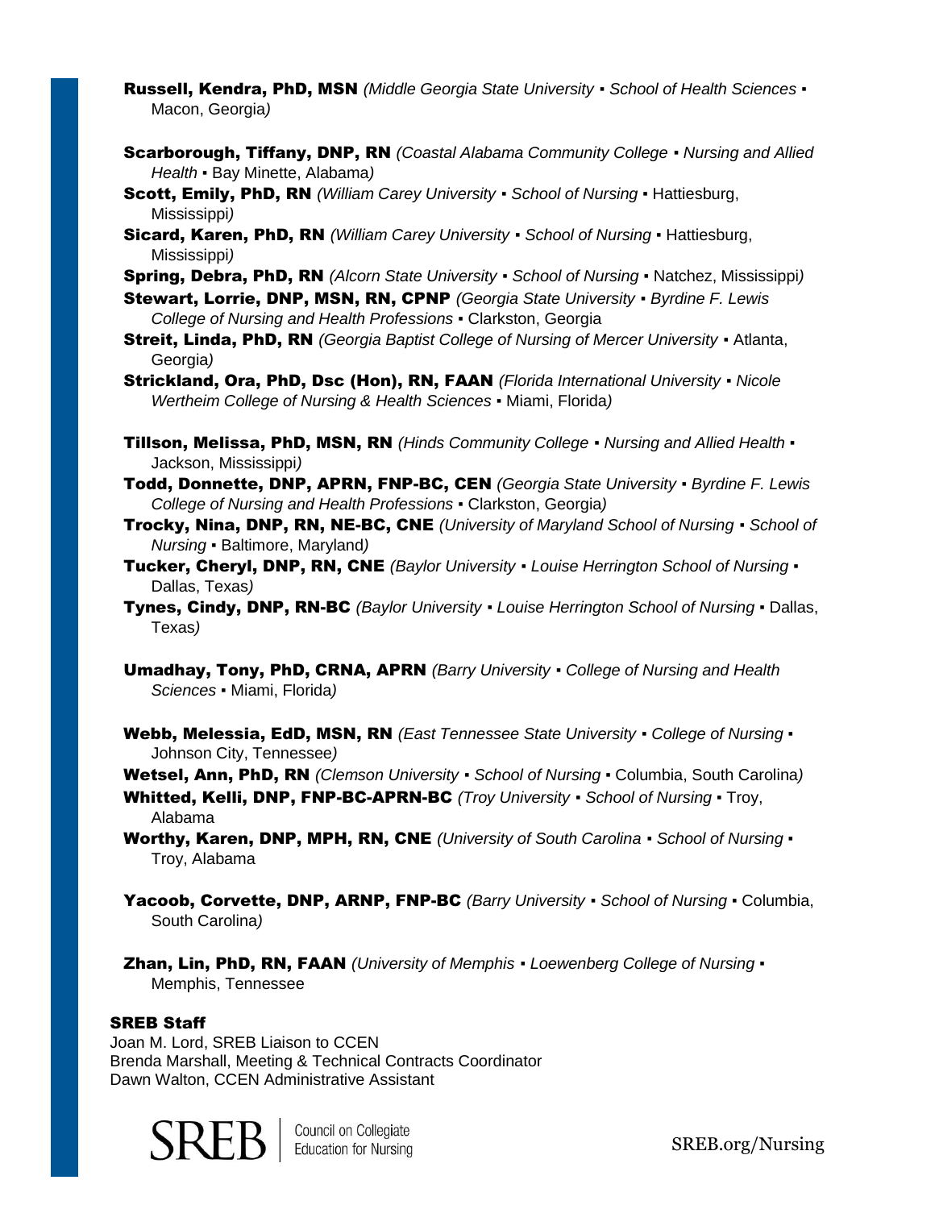**Russell, Kendra, PhD, MSN** *(Middle Georgia State University ▪ School of Health Sciences ▪* Macon, Georgia*)*

**Scarborough, Tiffany, DNP, RN** *(Coastal Alabama Community College ▪ Nursing and Allied Health ▪* Bay Minette, Alabama*)*

**Scott, Emily, PhD, RN** *(William Carey University ▪ School of Nursing ▪* Hattiesburg, Mississippi*)*

**Sicard, Karen, PhD, RN** *(William Carey University ▪ School of Nursing ▪* Hattiesburg, Mississippi*)*

**Spring, Debra, PhD, RN** *(Alcorn State University ▪ School of Nursing ▪* Natchez, Mississippi*)*

**Stewart, Lorrie, DNP, MSN, RN, CPNP** *(Georgia State University ▪ Byrdine F. Lewis College of Nursing and Health Professions ▪* Clarkston, Georgia

**Streit, Linda, PhD, RN** *(Georgia Baptist College of Nursing of Mercer University ▪* Atlanta, Georgia*)*

**Strickland, Ora, PhD, Dsc (Hon), RN, FAAN** *(Florida International University ▪ Nicole Wertheim College of Nursing & Health Sciences ▪* Miami, Florida*)*

**Tillson, Melissa, PhD, MSN, RN** *(Hinds Community College ▪ Nursing and Allied Health ▪* Jackson, Mississippi*)*

**Todd, Donnette, DNP, APRN, FNP-BC, CEN** *(Georgia State University ▪ Byrdine F. Lewis College of Nursing and Health Professions ▪* Clarkston, Georgia*)*

**Trocky, Nina, DNP, RN, NE-BC, CNE** *(University of Maryland School of Nursing ▪ School of Nursing ▪* Baltimore, Maryland*)*

**Tucker, Cheryl, DNP, RN, CNE** *(Baylor University ▪ Louise Herrington School of Nursing ▪* Dallas, Texas*)*

**Tynes, Cindy, DNP, RN-BC** *(Baylor University ▪ Louise Herrington School of Nursing ▪* Dallas, Texas*)*

**Umadhay, Tony, PhD, CRNA, APRN** *(Barry University ▪ College of Nursing and Health Sciences ▪* Miami, Florida*)*

**Webb, Melessia, EdD, MSN, RN** *(East Tennessee State University ▪ College of Nursing ▪* Johnson City, Tennessee*)*

**Wetsel, Ann, PhD, RN** *(Clemson University ▪ School of Nursing ▪* Columbia, South Carolina*)*

**Whitted, Kelli, DNP, FNP-BC-APRN-BC** *(Troy University ▪ School of Nursing ▪* Troy, Alabama

**Worthy, Karen, DNP, MPH, RN, CNE** *(University of South Carolina ▪ School of Nursing ▪* Troy, Alabama

**Yacoob, Corvette, DNP, ARNP, FNP-BC** *(Barry University ▪ School of Nursing ▪* Columbia, South Carolina*)*

**Zhan, Lin, PhD, RN, FAAN** *(University of Memphis ▪ Loewenberg College of Nursing ▪* Memphis, Tennessee

## SREB Staff

Joan M. Lord, SREB Liaison to CCEN
Brenda Marshall, Meeting & Technical Contracts Coordinator
Dawn Walton, CCEN Administrative Assistant

SREB | Council on Collegiate Education for Nursing

SREB.org/Nursing